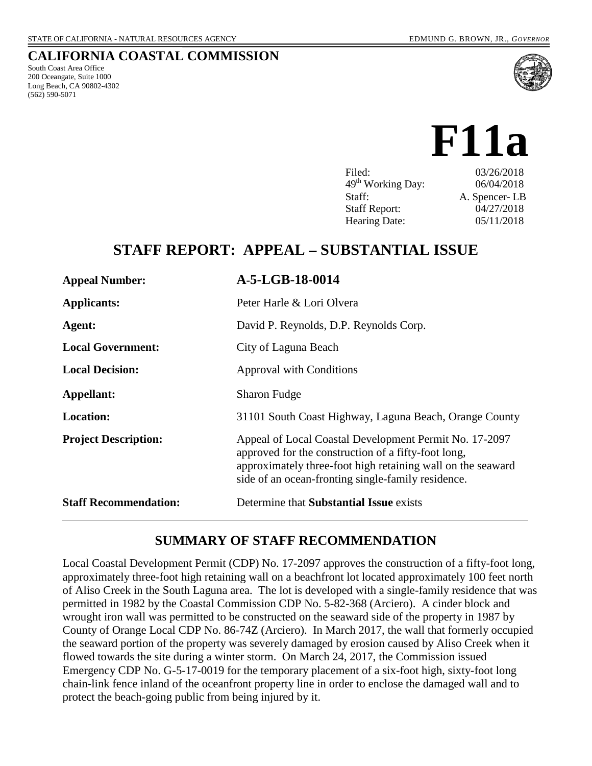STATE OF CALIFORNIA - NATURAL RESOURCES AGENCY EDMUND G. BROWN, JR., *GOVERNOR*

# CALIFORNIA COASTAL COMMISSION

South Coast Area Office
200 Oceangate, Suite 1000
Long Beach, CA 90802-4302
(562) 590-5071

# F11a

| | |
|---|---|
| Filed: | 03/26/2018 |
| 49th Working Day: | 06/04/2018 |
| Staff: | A. Spencer- LB |
| Staff Report: | 04/27/2018 |
| Hearing Date: | 05/11/2018 |

## STAFF REPORT: APPEAL – SUBSTANTIAL ISSUE

| | |
|---|---|
| **Appeal Number:** | **A-5-LGB-18-0014** |
| **Applicants:** | Peter Harle & Lori Olvera |
| **Agent:** | David P. Reynolds, D.P. Reynolds Corp. |
| **Local Government:** | City of Laguna Beach |
| **Local Decision:** | Approval with Conditions |
| **Appellant:** | Sharon Fudge |
| **Location:** | 31101 South Coast Highway, Laguna Beach, Orange County |
| **Project Description:** | Appeal of Local Coastal Development Permit No. 17-2097 approved for the construction of a fifty-foot long, approximately three-foot high retaining wall on the seaward side of an ocean-fronting single-family residence. |
| **Staff Recommendation:** | Determine that **Substantial Issue** exists |

## SUMMARY OF STAFF RECOMMENDATION

Local Coastal Development Permit (CDP) No. 17-2097 approves the construction of a fifty-foot long, approximately three-foot high retaining wall on a beachfront lot located approximately 100 feet north of Aliso Creek in the South Laguna area. The lot is developed with a single-family residence that was permitted in 1982 by the Coastal Commission CDP No. 5-82-368 (Arciero). A cinder block and wrought iron wall was permitted to be constructed on the seaward side of the property in 1987 by County of Orange Local CDP No. 86-74Z (Arciero). In March 2017, the wall that formerly occupied the seaward portion of the property was severely damaged by erosion caused by Aliso Creek when it flowed towards the site during a winter storm. On March 24, 2017, the Commission issued Emergency CDP No. G-5-17-0019 for the temporary placement of a six-foot high, sixty-foot long chain-link fence inland of the oceanfront property line in order to enclose the damaged wall and to protect the beach-going public from being injured by it.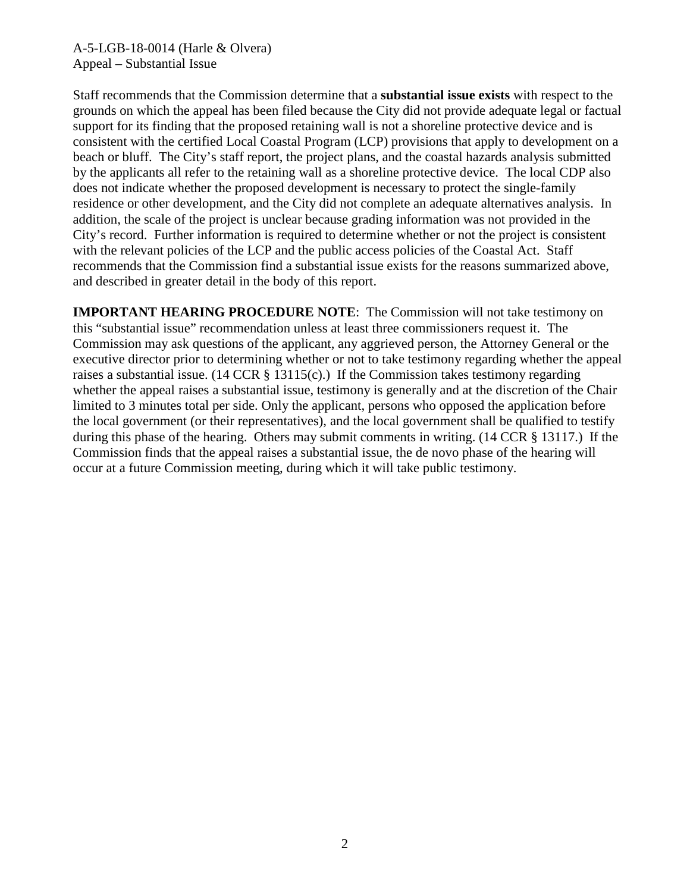Staff recommends that the Commission determine that a **substantial issue exists** with respect to the grounds on which the appeal has been filed because the City did not provide adequate legal or factual support for its finding that the proposed retaining wall is not a shoreline protective device and is consistent with the certified Local Coastal Program (LCP) provisions that apply to development on a beach or bluff. The City's staff report, the project plans, and the coastal hazards analysis submitted by the applicants all refer to the retaining wall as a shoreline protective device. The local CDP also does not indicate whether the proposed development is necessary to protect the single-family residence or other development, and the City did not complete an adequate alternatives analysis. In addition, the scale of the project is unclear because grading information was not provided in the City's record. Further information is required to determine whether or not the project is consistent with the relevant policies of the LCP and the public access policies of the Coastal Act. Staff recommends that the Commission find a substantial issue exists for the reasons summarized above, and described in greater detail in the body of this report.

**IMPORTANT HEARING PROCEDURE NOTE**: The Commission will not take testimony on this "substantial issue" recommendation unless at least three commissioners request it. The Commission may ask questions of the applicant, any aggrieved person, the Attorney General or the executive director prior to determining whether or not to take testimony regarding whether the appeal raises a substantial issue. (14 CCR § 13115(c).) If the Commission takes testimony regarding whether the appeal raises a substantial issue, testimony is generally and at the discretion of the Chair limited to 3 minutes total per side. Only the applicant, persons who opposed the application before the local government (or their representatives), and the local government shall be qualified to testify during this phase of the hearing. Others may submit comments in writing. (14 CCR § 13117.) If the Commission finds that the appeal raises a substantial issue, the de novo phase of the hearing will occur at a future Commission meeting, during which it will take public testimony.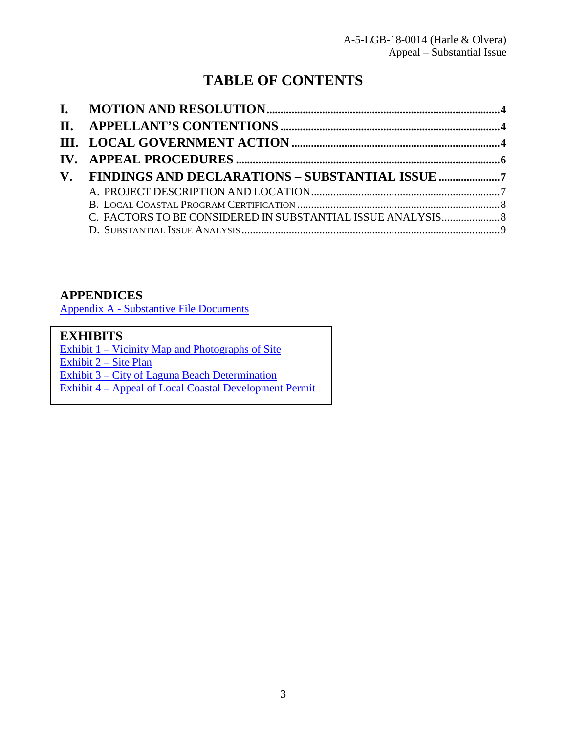# TABLE OF CONTENTS

**I. MOTION AND RESOLUTION** .................................................................................. 4
**II. APPELLANT'S CONTENTIONS** ............................................................................. 4
**III. LOCAL GOVERNMENT ACTION** ........................................................................ 4
**IV. APPEAL PROCEDURES** ........................................................................................ 6
**V. FINDINGS AND DECLARATIONS – SUBSTANTIAL ISSUE** ..................... 7
  A. PROJECT DESCRIPTION AND LOCATION ................................................................... 7
  B. LOCAL COASTAL PROGRAM CERTIFICATION ........................................................... 8
  C. FACTORS TO BE CONSIDERED IN SUBSTANTIAL ISSUE ANALYSIS ..................... 8
  D. SUBSTANTIAL ISSUE ANALYSIS .................................................................................. 9

## APPENDICES

Appendix A - Substantive File Documents

## EXHIBITS

Exhibit 1 – Vicinity Map and Photographs of Site
Exhibit 2 – Site Plan
Exhibit 3 – City of Laguna Beach Determination
Exhibit 4 – Appeal of Local Coastal Development Permit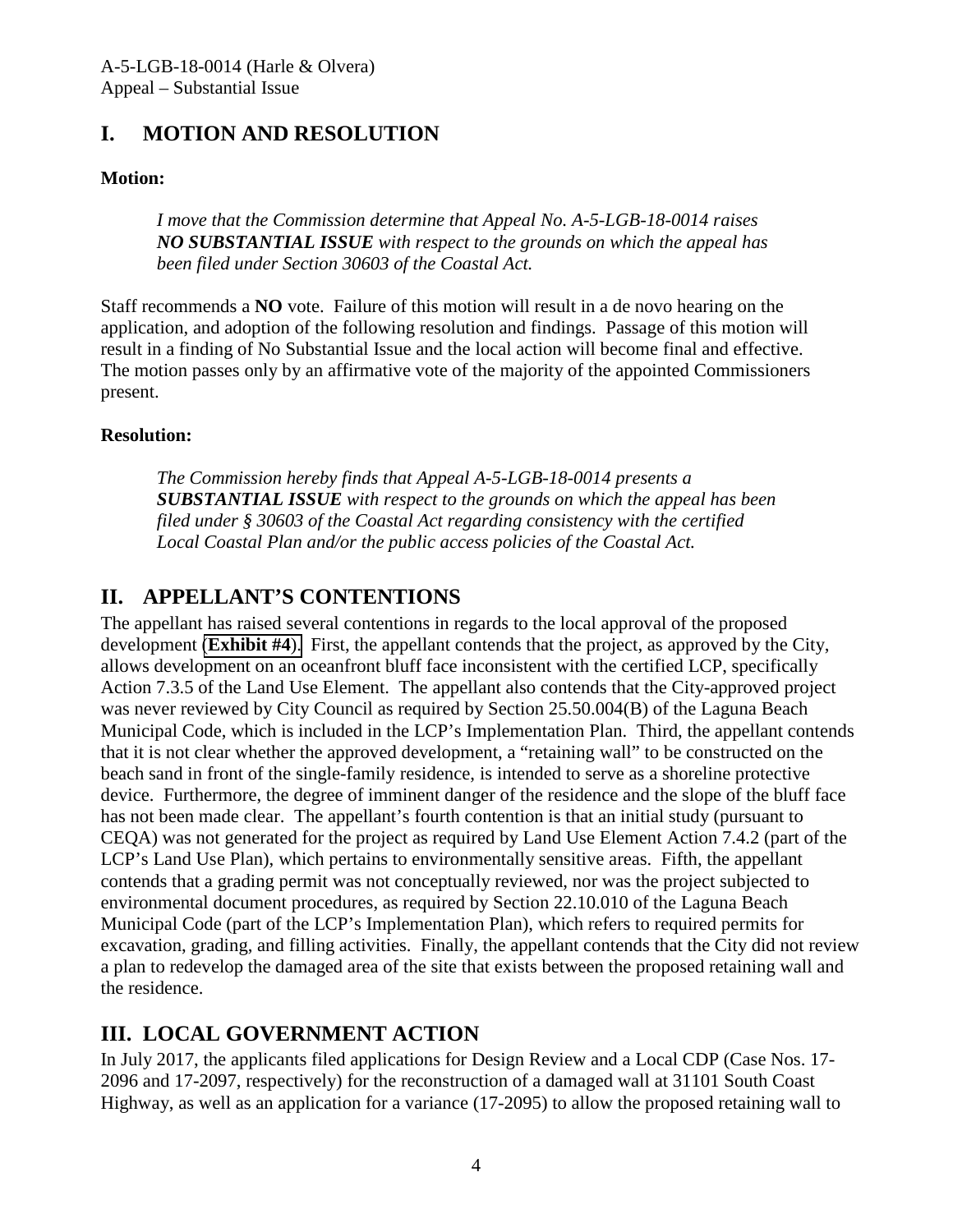## I. MOTION AND RESOLUTION

**Motion:**

> *I move that the Commission determine that Appeal No. A-5-LGB-18-0014 raises **NO SUBSTANTIAL ISSUE** with respect to the grounds on which the appeal has been filed under Section 30603 of the Coastal Act.*

Staff recommends a **NO** vote. Failure of this motion will result in a de novo hearing on the application, and adoption of the following resolution and findings. Passage of this motion will result in a finding of No Substantial Issue and the local action will become final and effective. The motion passes only by an affirmative vote of the majority of the appointed Commissioners present.

**Resolution:**

> *The Commission hereby finds that Appeal A-5-LGB-18-0014 presents a **SUBSTANTIAL ISSUE** with respect to the grounds on which the appeal has been filed under § 30603 of the Coastal Act regarding consistency with the certified Local Coastal Plan and/or the public access policies of the Coastal Act.*

## II. APPELLANT'S CONTENTIONS

The appellant has raised several contentions in regards to the local approval of the proposed development (**Exhibit #4**). First, the appellant contends that the project, as approved by the City, allows development on an oceanfront bluff face inconsistent with the certified LCP, specifically Action 7.3.5 of the Land Use Element. The appellant also contends that the City-approved project was never reviewed by City Council as required by Section 25.50.004(B) of the Laguna Beach Municipal Code, which is included in the LCP's Implementation Plan. Third, the appellant contends that it is not clear whether the approved development, a "retaining wall" to be constructed on the beach sand in front of the single-family residence, is intended to serve as a shoreline protective device. Furthermore, the degree of imminent danger of the residence and the slope of the bluff face has not been made clear. The appellant's fourth contention is that an initial study (pursuant to CEQA) was not generated for the project as required by Land Use Element Action 7.4.2 (part of the LCP's Land Use Plan), which pertains to environmentally sensitive areas. Fifth, the appellant contends that a grading permit was not conceptually reviewed, nor was the project subjected to environmental document procedures, as required by Section 22.10.010 of the Laguna Beach Municipal Code (part of the LCP's Implementation Plan), which refers to required permits for excavation, grading, and filling activities. Finally, the appellant contends that the City did not review a plan to redevelop the damaged area of the site that exists between the proposed retaining wall and the residence.

## III. LOCAL GOVERNMENT ACTION

In July 2017, the applicants filed applications for Design Review and a Local CDP (Case Nos. 17-2096 and 17-2097, respectively) for the reconstruction of a damaged wall at 31101 South Coast Highway, as well as an application for a variance (17-2095) to allow the proposed retaining wall to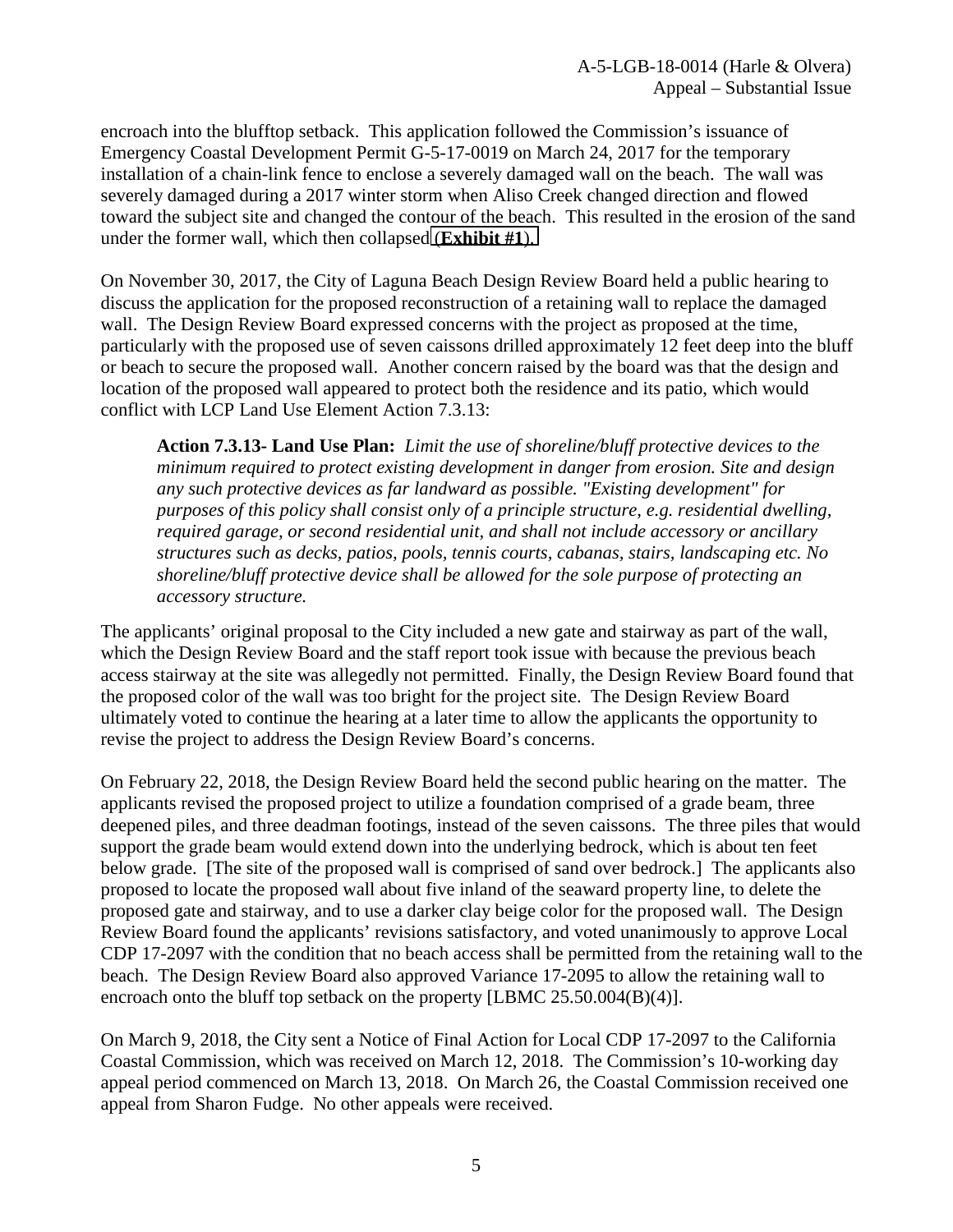encroach into the blufftop setback. This application followed the Commission's issuance of Emergency Coastal Development Permit G-5-17-0019 on March 24, 2017 for the temporary installation of a chain-link fence to enclose a severely damaged wall on the beach. The wall was severely damaged during a 2017 winter storm when Aliso Creek changed direction and flowed toward the subject site and changed the contour of the beach. This resulted in the erosion of the sand under the former wall, which then collapsed (**Exhibit #1**).

On November 30, 2017, the City of Laguna Beach Design Review Board held a public hearing to discuss the application for the proposed reconstruction of a retaining wall to replace the damaged wall. The Design Review Board expressed concerns with the project as proposed at the time, particularly with the proposed use of seven caissons drilled approximately 12 feet deep into the bluff or beach to secure the proposed wall. Another concern raised by the board was that the design and location of the proposed wall appeared to protect both the residence and its patio, which would conflict with LCP Land Use Element Action 7.3.13:

> **Action 7.3.13- Land Use Plan:** *Limit the use of shoreline/bluff protective devices to the minimum required to protect existing development in danger from erosion. Site and design any such protective devices as far landward as possible. "Existing development" for purposes of this policy shall consist only of a principle structure, e.g. residential dwelling, required garage, or second residential unit, and shall not include accessory or ancillary structures such as decks, patios, pools, tennis courts, cabanas, stairs, landscaping etc. No shoreline/bluff protective device shall be allowed for the sole purpose of protecting an accessory structure.*

The applicants' original proposal to the City included a new gate and stairway as part of the wall, which the Design Review Board and the staff report took issue with because the previous beach access stairway at the site was allegedly not permitted. Finally, the Design Review Board found that the proposed color of the wall was too bright for the project site. The Design Review Board ultimately voted to continue the hearing at a later time to allow the applicants the opportunity to revise the project to address the Design Review Board's concerns.

On February 22, 2018, the Design Review Board held the second public hearing on the matter. The applicants revised the proposed project to utilize a foundation comprised of a grade beam, three deepened piles, and three deadman footings, instead of the seven caissons. The three piles that would support the grade beam would extend down into the underlying bedrock, which is about ten feet below grade. [The site of the proposed wall is comprised of sand over bedrock.] The applicants also proposed to locate the proposed wall about five inland of the seaward property line, to delete the proposed gate and stairway, and to use a darker clay beige color for the proposed wall. The Design Review Board found the applicants' revisions satisfactory, and voted unanimously to approve Local CDP 17-2097 with the condition that no beach access shall be permitted from the retaining wall to the beach. The Design Review Board also approved Variance 17-2095 to allow the retaining wall to encroach onto the bluff top setback on the property [LBMC 25.50.004(B)(4)].

On March 9, 2018, the City sent a Notice of Final Action for Local CDP 17-2097 to the California Coastal Commission, which was received on March 12, 2018. The Commission's 10-working day appeal period commenced on March 13, 2018. On March 26, the Coastal Commission received one appeal from Sharon Fudge. No other appeals were received.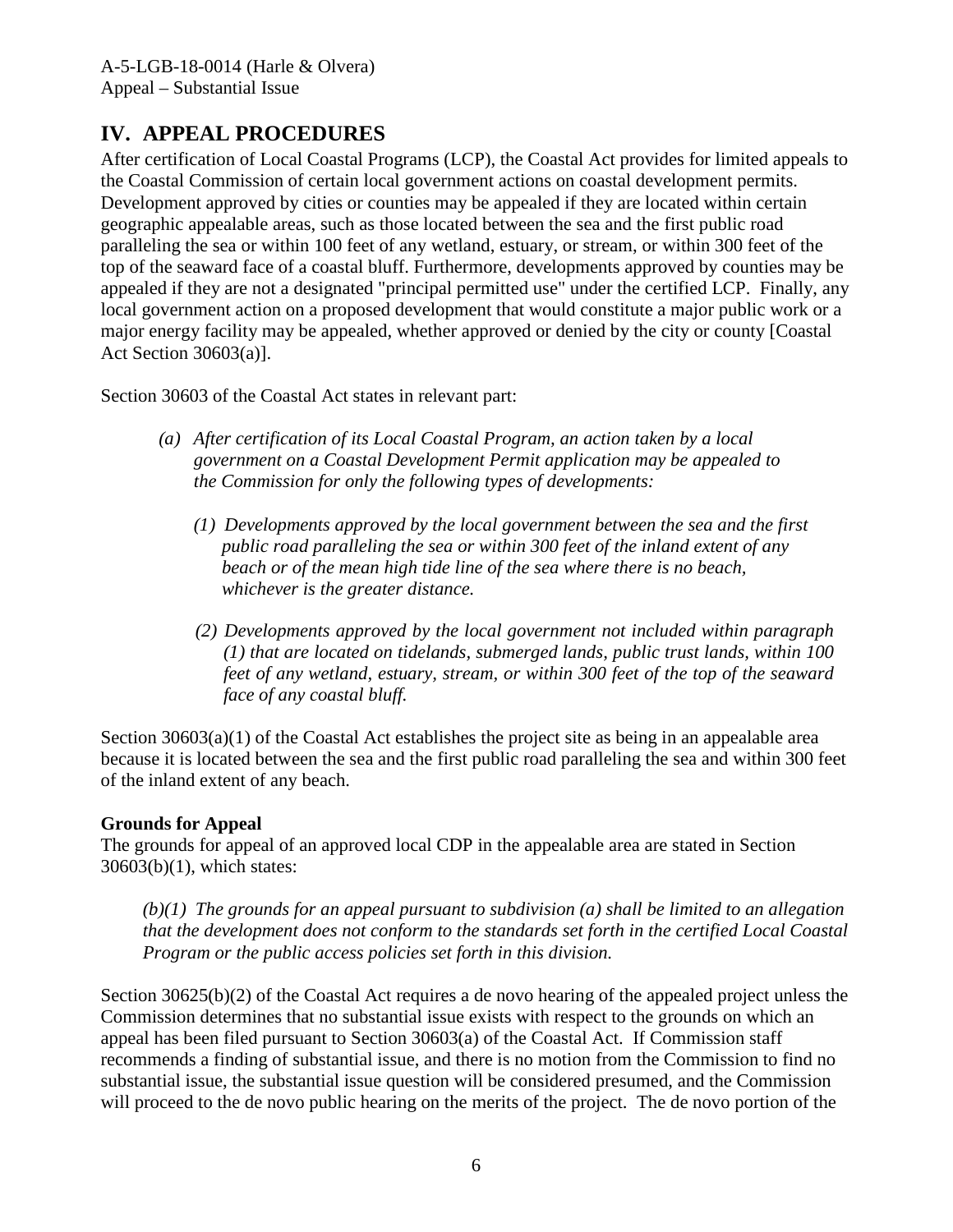## IV. APPEAL PROCEDURES

After certification of Local Coastal Programs (LCP), the Coastal Act provides for limited appeals to the Coastal Commission of certain local government actions on coastal development permits. Development approved by cities or counties may be appealed if they are located within certain geographic appealable areas, such as those located between the sea and the first public road paralleling the sea or within 100 feet of any wetland, estuary, or stream, or within 300 feet of the top of the seaward face of a coastal bluff. Furthermore, developments approved by counties may be appealed if they are not a designated "principal permitted use" under the certified LCP. Finally, any local government action on a proposed development that would constitute a major public work or a major energy facility may be appealed, whether approved or denied by the city or county [Coastal Act Section 30603(a)].

Section 30603 of the Coastal Act states in relevant part:

> *(a) After certification of its Local Coastal Program, an action taken by a local government on a Coastal Development Permit application may be appealed to the Commission for only the following types of developments:*
>
> *(1) Developments approved by the local government between the sea and the first public road paralleling the sea or within 300 feet of the inland extent of any beach or of the mean high tide line of the sea where there is no beach, whichever is the greater distance.*
>
> *(2) Developments approved by the local government not included within paragraph (1) that are located on tidelands, submerged lands, public trust lands, within 100 feet of any wetland, estuary, stream, or within 300 feet of the top of the seaward face of any coastal bluff.*

Section 30603(a)(1) of the Coastal Act establishes the project site as being in an appealable area because it is located between the sea and the first public road paralleling the sea and within 300 feet of the inland extent of any beach.

**Grounds for Appeal**

The grounds for appeal of an approved local CDP in the appealable area are stated in Section 30603(b)(1), which states:

> *(b)(1) The grounds for an appeal pursuant to subdivision (a) shall be limited to an allegation that the development does not conform to the standards set forth in the certified Local Coastal Program or the public access policies set forth in this division.*

Section 30625(b)(2) of the Coastal Act requires a de novo hearing of the appealed project unless the Commission determines that no substantial issue exists with respect to the grounds on which an appeal has been filed pursuant to Section 30603(a) of the Coastal Act. If Commission staff recommends a finding of substantial issue, and there is no motion from the Commission to find no substantial issue, the substantial issue question will be considered presumed, and the Commission will proceed to the de novo public hearing on the merits of the project. The de novo portion of the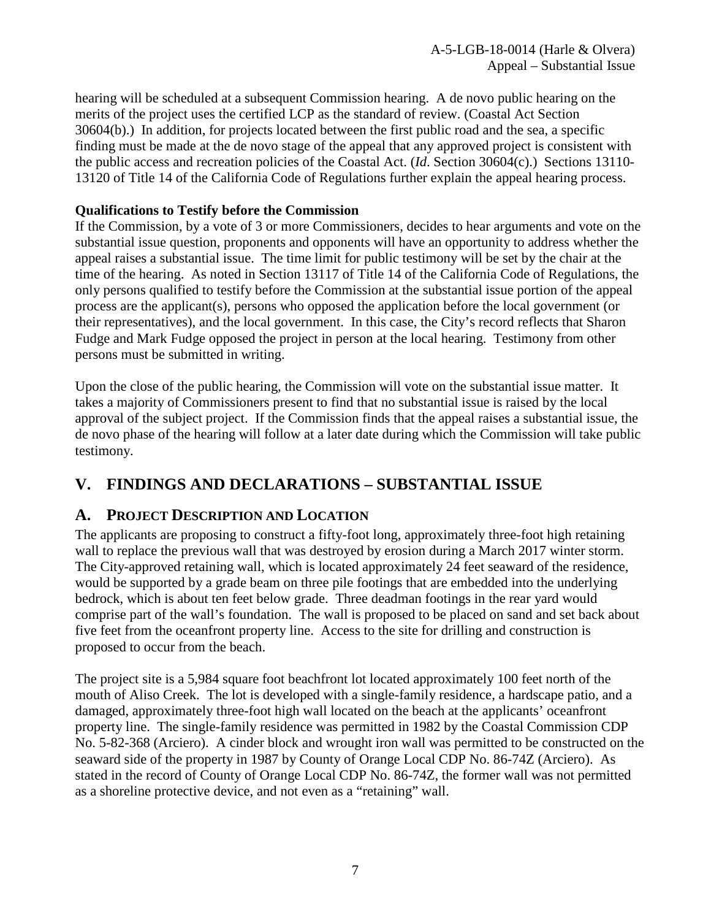hearing will be scheduled at a subsequent Commission hearing. A de novo public hearing on the merits of the project uses the certified LCP as the standard of review. (Coastal Act Section 30604(b).) In addition, for projects located between the first public road and the sea, a specific finding must be made at the de novo stage of the appeal that any approved project is consistent with the public access and recreation policies of the Coastal Act. (*Id*. Section 30604(c).) Sections 13110-13120 of Title 14 of the California Code of Regulations further explain the appeal hearing process.

**Qualifications to Testify before the Commission**

If the Commission, by a vote of 3 or more Commissioners, decides to hear arguments and vote on the substantial issue question, proponents and opponents will have an opportunity to address whether the appeal raises a substantial issue. The time limit for public testimony will be set by the chair at the time of the hearing. As noted in Section 13117 of Title 14 of the California Code of Regulations, the only persons qualified to testify before the Commission at the substantial issue portion of the appeal process are the applicant(s), persons who opposed the application before the local government (or their representatives), and the local government. In this case, the City's record reflects that Sharon Fudge and Mark Fudge opposed the project in person at the local hearing. Testimony from other persons must be submitted in writing.

Upon the close of the public hearing, the Commission will vote on the substantial issue matter. It takes a majority of Commissioners present to find that no substantial issue is raised by the local approval of the subject project. If the Commission finds that the appeal raises a substantial issue, the de novo phase of the hearing will follow at a later date during which the Commission will take public testimony.

# V. FINDINGS AND DECLARATIONS – SUBSTANTIAL ISSUE

## A. PROJECT DESCRIPTION AND LOCATION

The applicants are proposing to construct a fifty-foot long, approximately three-foot high retaining wall to replace the previous wall that was destroyed by erosion during a March 2017 winter storm. The City-approved retaining wall, which is located approximately 24 feet seaward of the residence, would be supported by a grade beam on three pile footings that are embedded into the underlying bedrock, which is about ten feet below grade. Three deadman footings in the rear yard would comprise part of the wall's foundation. The wall is proposed to be placed on sand and set back about five feet from the oceanfront property line. Access to the site for drilling and construction is proposed to occur from the beach.

The project site is a 5,984 square foot beachfront lot located approximately 100 feet north of the mouth of Aliso Creek. The lot is developed with a single-family residence, a hardscape patio, and a damaged, approximately three-foot high wall located on the beach at the applicants' oceanfront property line. The single-family residence was permitted in 1982 by the Coastal Commission CDP No. 5-82-368 (Arciero). A cinder block and wrought iron wall was permitted to be constructed on the seaward side of the property in 1987 by County of Orange Local CDP No. 86-74Z (Arciero). As stated in the record of County of Orange Local CDP No. 86-74Z, the former wall was not permitted as a shoreline protective device, and not even as a "retaining" wall.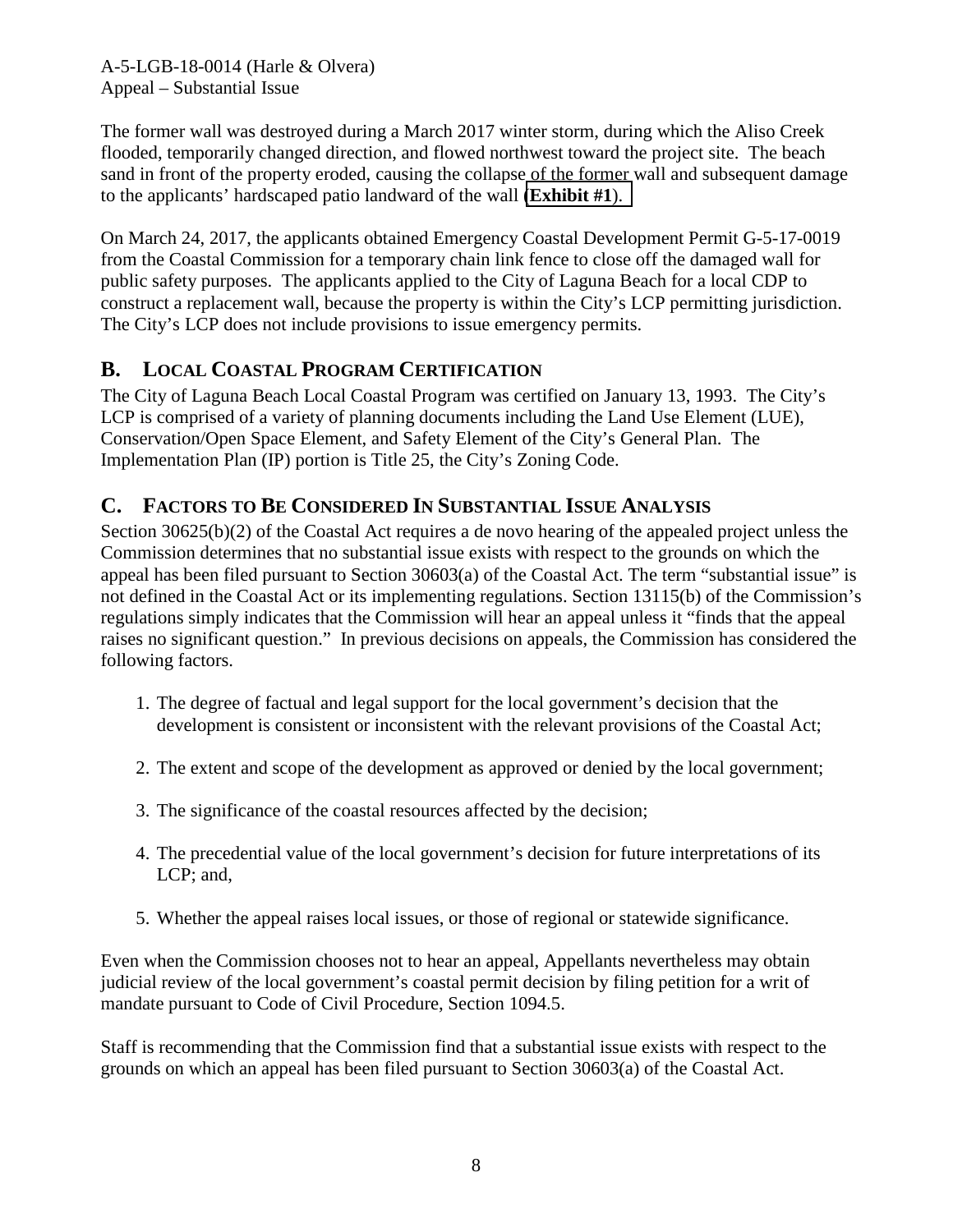The former wall was destroyed during a March 2017 winter storm, during which the Aliso Creek flooded, temporarily changed direction, and flowed northwest toward the project site. The beach sand in front of the property eroded, causing the collapse of the former wall and subsequent damage to the applicants' hardscaped patio landward of the wall (**Exhibit #1**).

On March 24, 2017, the applicants obtained Emergency Coastal Development Permit G-5-17-0019 from the Coastal Commission for a temporary chain link fence to close off the damaged wall for public safety purposes. The applicants applied to the City of Laguna Beach for a local CDP to construct a replacement wall, because the property is within the City's LCP permitting jurisdiction. The City's LCP does not include provisions to issue emergency permits.

## B. LOCAL COASTAL PROGRAM CERTIFICATION

The City of Laguna Beach Local Coastal Program was certified on January 13, 1993. The City's LCP is comprised of a variety of planning documents including the Land Use Element (LUE), Conservation/Open Space Element, and Safety Element of the City's General Plan. The Implementation Plan (IP) portion is Title 25, the City's Zoning Code.

## C. FACTORS TO BE CONSIDERED IN SUBSTANTIAL ISSUE ANALYSIS

Section 30625(b)(2) of the Coastal Act requires a de novo hearing of the appealed project unless the Commission determines that no substantial issue exists with respect to the grounds on which the appeal has been filed pursuant to Section 30603(a) of the Coastal Act. The term "substantial issue" is not defined in the Coastal Act or its implementing regulations. Section 13115(b) of the Commission's regulations simply indicates that the Commission will hear an appeal unless it "finds that the appeal raises no significant question." In previous decisions on appeals, the Commission has considered the following factors.

1. The degree of factual and legal support for the local government's decision that the development is consistent or inconsistent with the relevant provisions of the Coastal Act;

2. The extent and scope of the development as approved or denied by the local government;

3. The significance of the coastal resources affected by the decision;

4. The precedential value of the local government's decision for future interpretations of its LCP; and,

5. Whether the appeal raises local issues, or those of regional or statewide significance.

Even when the Commission chooses not to hear an appeal, Appellants nevertheless may obtain judicial review of the local government's coastal permit decision by filing petition for a writ of mandate pursuant to Code of Civil Procedure, Section 1094.5.

Staff is recommending that the Commission find that a substantial issue exists with respect to the grounds on which an appeal has been filed pursuant to Section 30603(a) of the Coastal Act.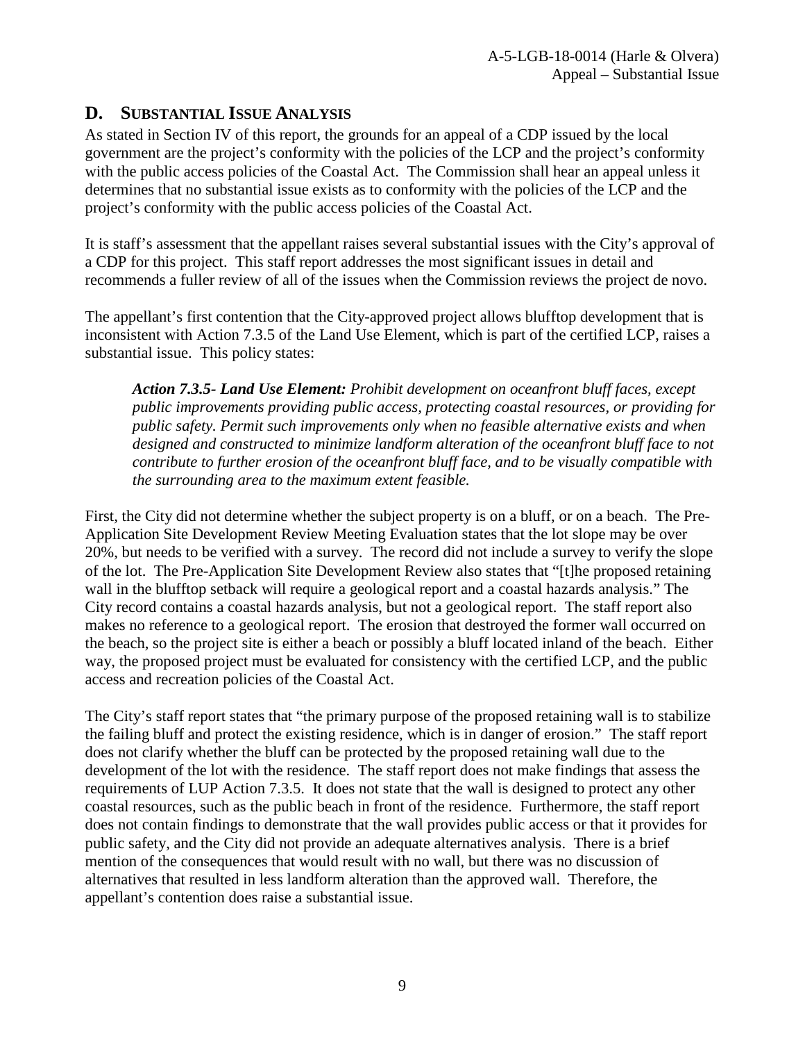## D. SUBSTANTIAL ISSUE ANALYSIS

As stated in Section IV of this report, the grounds for an appeal of a CDP issued by the local government are the project's conformity with the policies of the LCP and the project's conformity with the public access policies of the Coastal Act. The Commission shall hear an appeal unless it determines that no substantial issue exists as to conformity with the policies of the LCP and the project's conformity with the public access policies of the Coastal Act.

It is staff's assessment that the appellant raises several substantial issues with the City's approval of a CDP for this project. This staff report addresses the most significant issues in detail and recommends a fuller review of all of the issues when the Commission reviews the project de novo.

The appellant's first contention that the City-approved project allows blufftop development that is inconsistent with Action 7.3.5 of the Land Use Element, which is part of the certified LCP, raises a substantial issue. This policy states:

> ***Action 7.3.5- Land Use Element:*** *Prohibit development on oceanfront bluff faces, except public improvements providing public access, protecting coastal resources, or providing for public safety. Permit such improvements only when no feasible alternative exists and when designed and constructed to minimize landform alteration of the oceanfront bluff face to not contribute to further erosion of the oceanfront bluff face, and to be visually compatible with the surrounding area to the maximum extent feasible.*

First, the City did not determine whether the subject property is on a bluff, or on a beach. The Pre-Application Site Development Review Meeting Evaluation states that the lot slope may be over 20%, but needs to be verified with a survey. The record did not include a survey to verify the slope of the lot. The Pre-Application Site Development Review also states that "[t]he proposed retaining wall in the blufftop setback will require a geological report and a coastal hazards analysis." The City record contains a coastal hazards analysis, but not a geological report. The staff report also makes no reference to a geological report. The erosion that destroyed the former wall occurred on the beach, so the project site is either a beach or possibly a bluff located inland of the beach. Either way, the proposed project must be evaluated for consistency with the certified LCP, and the public access and recreation policies of the Coastal Act.

The City's staff report states that "the primary purpose of the proposed retaining wall is to stabilize the failing bluff and protect the existing residence, which is in danger of erosion." The staff report does not clarify whether the bluff can be protected by the proposed retaining wall due to the development of the lot with the residence. The staff report does not make findings that assess the requirements of LUP Action 7.3.5. It does not state that the wall is designed to protect any other coastal resources, such as the public beach in front of the residence. Furthermore, the staff report does not contain findings to demonstrate that the wall provides public access or that it provides for public safety, and the City did not provide an adequate alternatives analysis. There is a brief mention of the consequences that would result with no wall, but there was no discussion of alternatives that resulted in less landform alteration than the approved wall. Therefore, the appellant's contention does raise a substantial issue.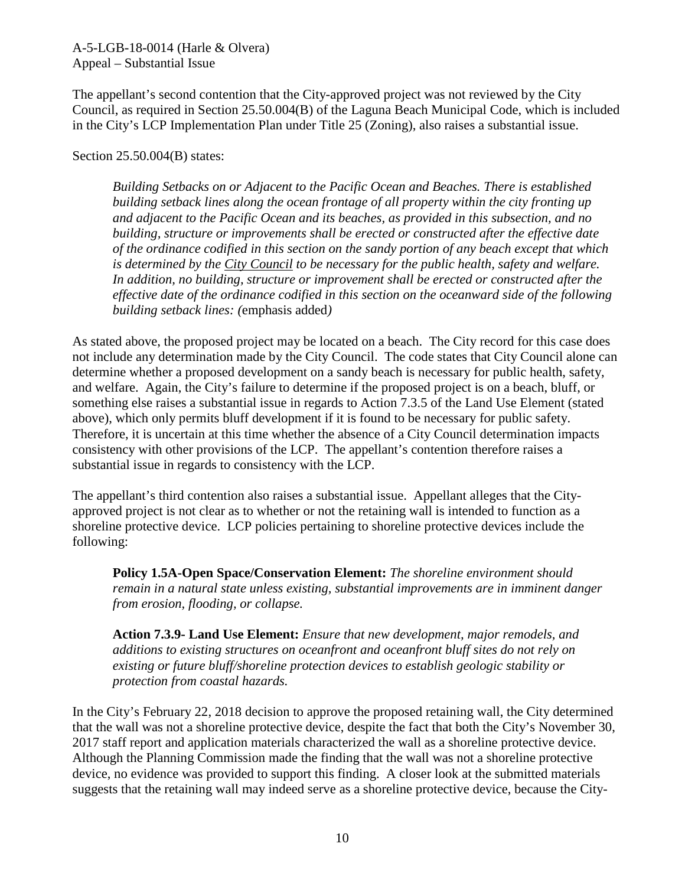The appellant's second contention that the City-approved project was not reviewed by the City Council, as required in Section 25.50.004(B) of the Laguna Beach Municipal Code, which is included in the City's LCP Implementation Plan under Title 25 (Zoning), also raises a substantial issue.

Section 25.50.004(B) states:

> *Building Setbacks on or Adjacent to the Pacific Ocean and Beaches. There is established building setback lines along the ocean frontage of all property within the city fronting up and adjacent to the Pacific Ocean and its beaches, as provided in this subsection, and no building, structure or improvements shall be erected or constructed after the effective date of the ordinance codified in this section on the sandy portion of any beach except that which is determined by the* <u>*City Council*</u> *to be necessary for the public health, safety and welfare. In addition, no building, structure or improvement shall be erected or constructed after the effective date of the ordinance codified in this section on the oceanward side of the following building setback lines: (*emphasis added*)*

As stated above, the proposed project may be located on a beach. The City record for this case does not include any determination made by the City Council. The code states that City Council alone can determine whether a proposed development on a sandy beach is necessary for public health, safety, and welfare. Again, the City's failure to determine if the proposed project is on a beach, bluff, or something else raises a substantial issue in regards to Action 7.3.5 of the Land Use Element (stated above), which only permits bluff development if it is found to be necessary for public safety. Therefore, it is uncertain at this time whether the absence of a City Council determination impacts consistency with other provisions of the LCP. The appellant's contention therefore raises a substantial issue in regards to consistency with the LCP.

The appellant's third contention also raises a substantial issue. Appellant alleges that the City-approved project is not clear as to whether or not the retaining wall is intended to function as a shoreline protective device. LCP policies pertaining to shoreline protective devices include the following:

> **Policy 1.5A-Open Space/Conservation Element:** *The shoreline environment should remain in a natural state unless existing, substantial improvements are in imminent danger from erosion, flooding, or collapse.*

> **Action 7.3.9- Land Use Element:** *Ensure that new development, major remodels, and additions to existing structures on oceanfront and oceanfront bluff sites do not rely on existing or future bluff/shoreline protection devices to establish geologic stability or protection from coastal hazards.*

In the City's February 22, 2018 decision to approve the proposed retaining wall, the City determined that the wall was not a shoreline protective device, despite the fact that both the City's November 30, 2017 staff report and application materials characterized the wall as a shoreline protective device. Although the Planning Commission made the finding that the wall was not a shoreline protective device, no evidence was provided to support this finding. A closer look at the submitted materials suggests that the retaining wall may indeed serve as a shoreline protective device, because the City-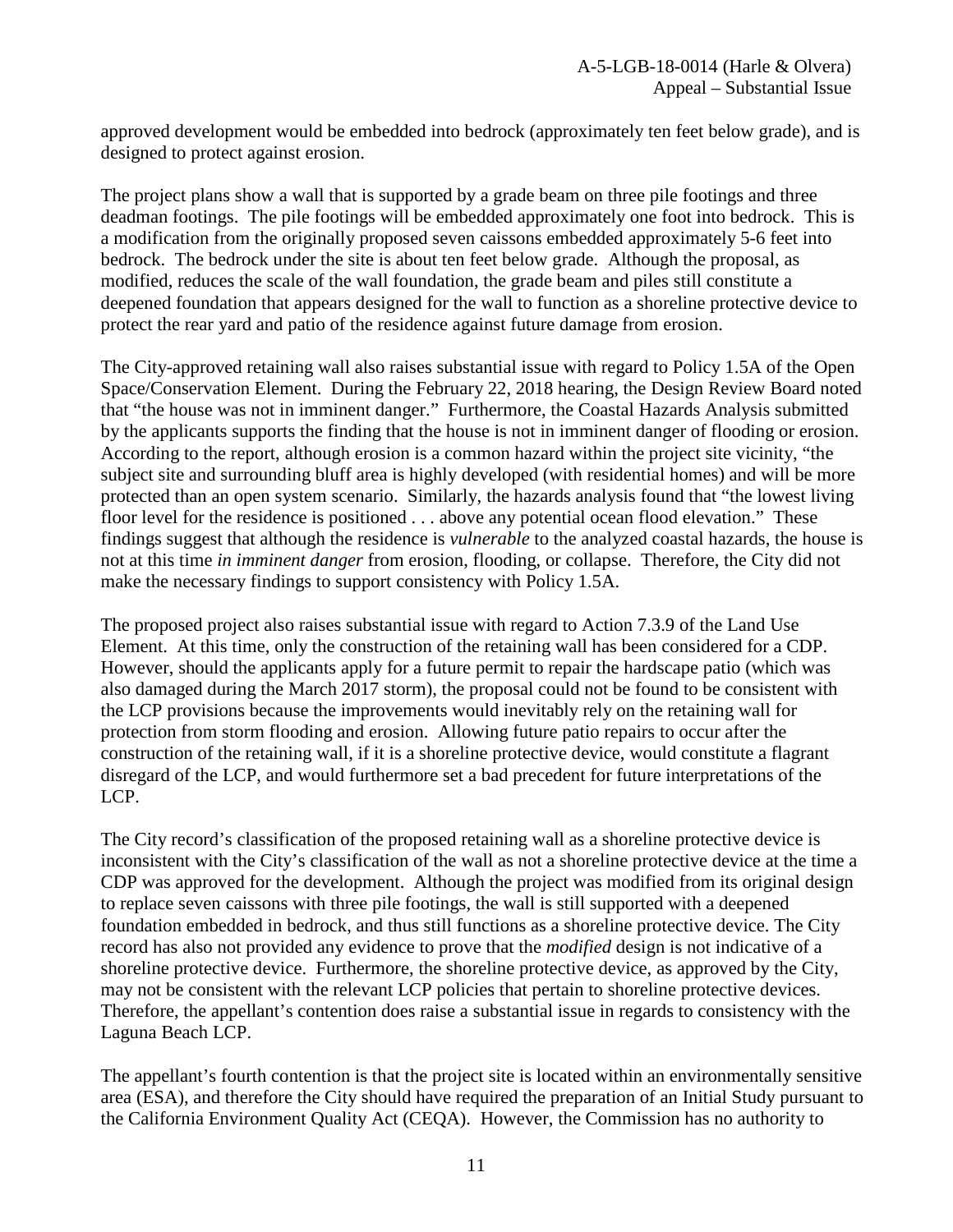approved development would be embedded into bedrock (approximately ten feet below grade), and is designed to protect against erosion.

The project plans show a wall that is supported by a grade beam on three pile footings and three deadman footings. The pile footings will be embedded approximately one foot into bedrock. This is a modification from the originally proposed seven caissons embedded approximately 5-6 feet into bedrock. The bedrock under the site is about ten feet below grade. Although the proposal, as modified, reduces the scale of the wall foundation, the grade beam and piles still constitute a deepened foundation that appears designed for the wall to function as a shoreline protective device to protect the rear yard and patio of the residence against future damage from erosion.

The City-approved retaining wall also raises substantial issue with regard to Policy 1.5A of the Open Space/Conservation Element. During the February 22, 2018 hearing, the Design Review Board noted that "the house was not in imminent danger." Furthermore, the Coastal Hazards Analysis submitted by the applicants supports the finding that the house is not in imminent danger of flooding or erosion. According to the report, although erosion is a common hazard within the project site vicinity, "the subject site and surrounding bluff area is highly developed (with residential homes) and will be more protected than an open system scenario. Similarly, the hazards analysis found that "the lowest living floor level for the residence is positioned . . . above any potential ocean flood elevation." These findings suggest that although the residence is *vulnerable* to the analyzed coastal hazards, the house is not at this time *in imminent danger* from erosion, flooding, or collapse. Therefore, the City did not make the necessary findings to support consistency with Policy 1.5A.

The proposed project also raises substantial issue with regard to Action 7.3.9 of the Land Use Element. At this time, only the construction of the retaining wall has been considered for a CDP. However, should the applicants apply for a future permit to repair the hardscape patio (which was also damaged during the March 2017 storm), the proposal could not be found to be consistent with the LCP provisions because the improvements would inevitably rely on the retaining wall for protection from storm flooding and erosion. Allowing future patio repairs to occur after the construction of the retaining wall, if it is a shoreline protective device, would constitute a flagrant disregard of the LCP, and would furthermore set a bad precedent for future interpretations of the LCP.

The City record's classification of the proposed retaining wall as a shoreline protective device is inconsistent with the City's classification of the wall as not a shoreline protective device at the time a CDP was approved for the development. Although the project was modified from its original design to replace seven caissons with three pile footings, the wall is still supported with a deepened foundation embedded in bedrock, and thus still functions as a shoreline protective device. The City record has also not provided any evidence to prove that the *modified* design is not indicative of a shoreline protective device. Furthermore, the shoreline protective device, as approved by the City, may not be consistent with the relevant LCP policies that pertain to shoreline protective devices. Therefore, the appellant's contention does raise a substantial issue in regards to consistency with the Laguna Beach LCP.

The appellant's fourth contention is that the project site is located within an environmentally sensitive area (ESA), and therefore the City should have required the preparation of an Initial Study pursuant to the California Environment Quality Act (CEQA). However, the Commission has no authority to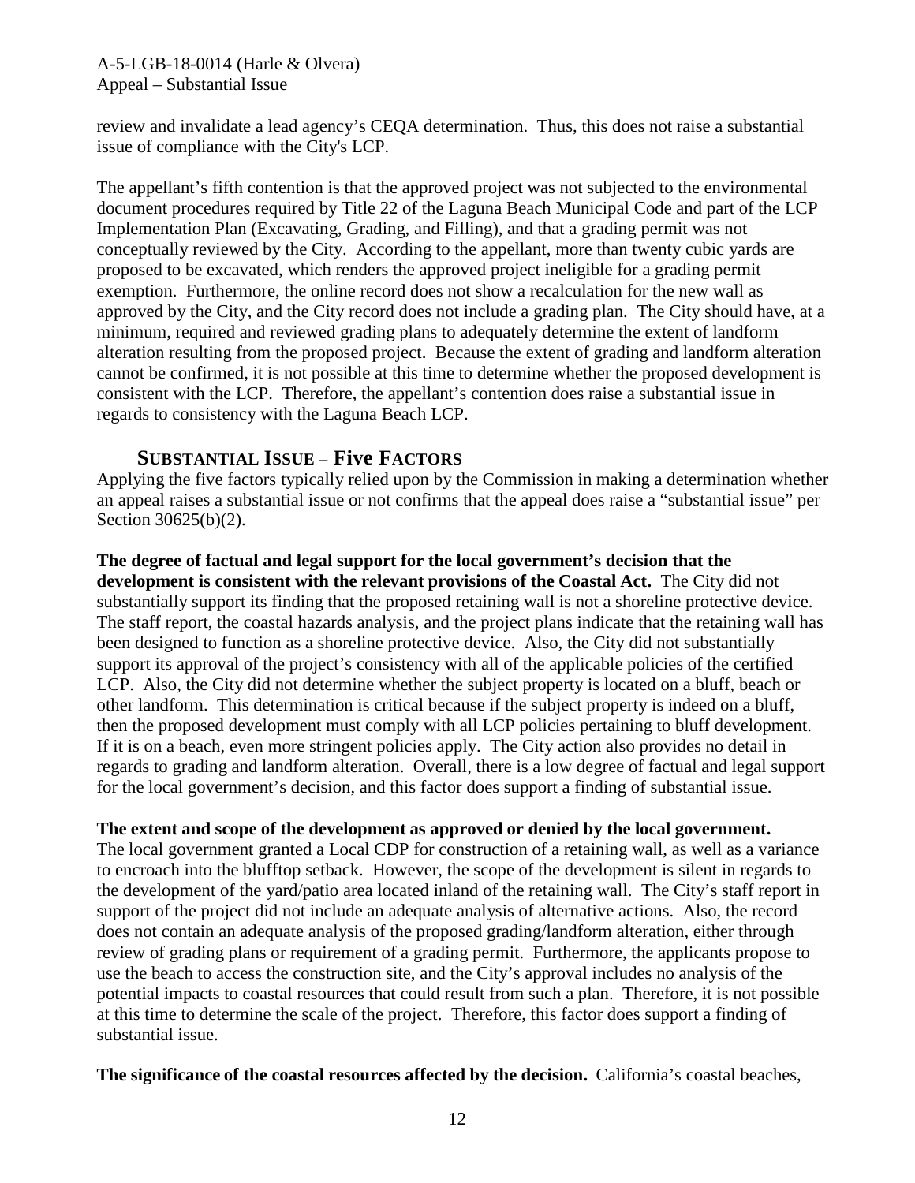review and invalidate a lead agency's CEQA determination. Thus, this does not raise a substantial issue of compliance with the City's LCP.

The appellant's fifth contention is that the approved project was not subjected to the environmental document procedures required by Title 22 of the Laguna Beach Municipal Code and part of the LCP Implementation Plan (Excavating, Grading, and Filling), and that a grading permit was not conceptually reviewed by the City. According to the appellant, more than twenty cubic yards are proposed to be excavated, which renders the approved project ineligible for a grading permit exemption. Furthermore, the online record does not show a recalculation for the new wall as approved by the City, and the City record does not include a grading plan. The City should have, at a minimum, required and reviewed grading plans to adequately determine the extent of landform alteration resulting from the proposed project. Because the extent of grading and landform alteration cannot be confirmed, it is not possible at this time to determine whether the proposed development is consistent with the LCP. Therefore, the appellant's contention does raise a substantial issue in regards to consistency with the Laguna Beach LCP.

## SUBSTANTIAL ISSUE – Five Factors

Applying the five factors typically relied upon by the Commission in making a determination whether an appeal raises a substantial issue or not confirms that the appeal does raise a "substantial issue" per Section 30625(b)(2).

**The degree of factual and legal support for the local government's decision that the development is consistent with the relevant provisions of the Coastal Act.** The City did not substantially support its finding that the proposed retaining wall is not a shoreline protective device. The staff report, the coastal hazards analysis, and the project plans indicate that the retaining wall has been designed to function as a shoreline protective device. Also, the City did not substantially support its approval of the project's consistency with all of the applicable policies of the certified LCP. Also, the City did not determine whether the subject property is located on a bluff, beach or other landform. This determination is critical because if the subject property is indeed on a bluff, then the proposed development must comply with all LCP policies pertaining to bluff development. If it is on a beach, even more stringent policies apply. The City action also provides no detail in regards to grading and landform alteration. Overall, there is a low degree of factual and legal support for the local government's decision, and this factor does support a finding of substantial issue.

**The extent and scope of the development as approved or denied by the local government.** The local government granted a Local CDP for construction of a retaining wall, as well as a variance to encroach into the blufftop setback. However, the scope of the development is silent in regards to the development of the yard/patio area located inland of the retaining wall. The City's staff report in support of the project did not include an adequate analysis of alternative actions. Also, the record does not contain an adequate analysis of the proposed grading/landform alteration, either through review of grading plans or requirement of a grading permit. Furthermore, the applicants propose to use the beach to access the construction site, and the City's approval includes no analysis of the potential impacts to coastal resources that could result from such a plan. Therefore, it is not possible at this time to determine the scale of the project. Therefore, this factor does support a finding of substantial issue.

**The significance of the coastal resources affected by the decision.** California's coastal beaches,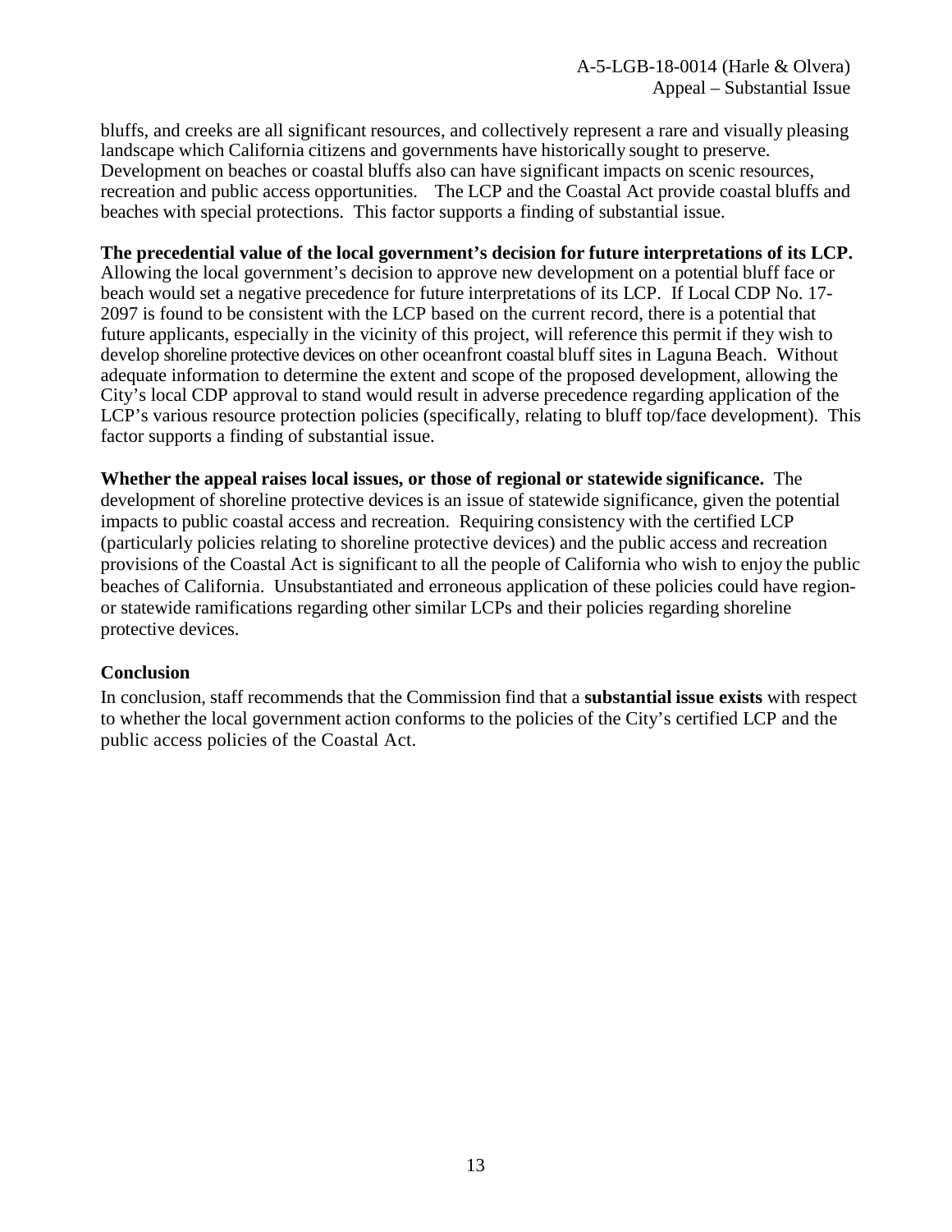bluffs, and creeks are all significant resources, and collectively represent a rare and visually pleasing landscape which California citizens and governments have historically sought to preserve. Development on beaches or coastal bluffs also can have significant impacts on scenic resources, recreation and public access opportunities. The LCP and the Coastal Act provide coastal bluffs and beaches with special protections. This factor supports a finding of substantial issue.

**The precedential value of the local government's decision for future interpretations of its LCP.** Allowing the local government's decision to approve new development on a potential bluff face or beach would set a negative precedence for future interpretations of its LCP. If Local CDP No. 17-2097 is found to be consistent with the LCP based on the current record, there is a potential that future applicants, especially in the vicinity of this project, will reference this permit if they wish to develop shoreline protective devices on other oceanfront coastal bluff sites in Laguna Beach. Without adequate information to determine the extent and scope of the proposed development, allowing the City's local CDP approval to stand would result in adverse precedence regarding application of the LCP's various resource protection policies (specifically, relating to bluff top/face development). This factor supports a finding of substantial issue.

**Whether the appeal raises local issues, or those of regional or statewide significance.** The development of shoreline protective devices is an issue of statewide significance, given the potential impacts to public coastal access and recreation. Requiring consistency with the certified LCP (particularly policies relating to shoreline protective devices) and the public access and recreation provisions of the Coastal Act is significant to all the people of California who wish to enjoy the public beaches of California. Unsubstantiated and erroneous application of these policies could have region- or statewide ramifications regarding other similar LCPs and their policies regarding shoreline protective devices.

**Conclusion**

In conclusion, staff recommends that the Commission find that a **substantial issue exists** with respect to whether the local government action conforms to the policies of the City's certified LCP and the public access policies of the Coastal Act.